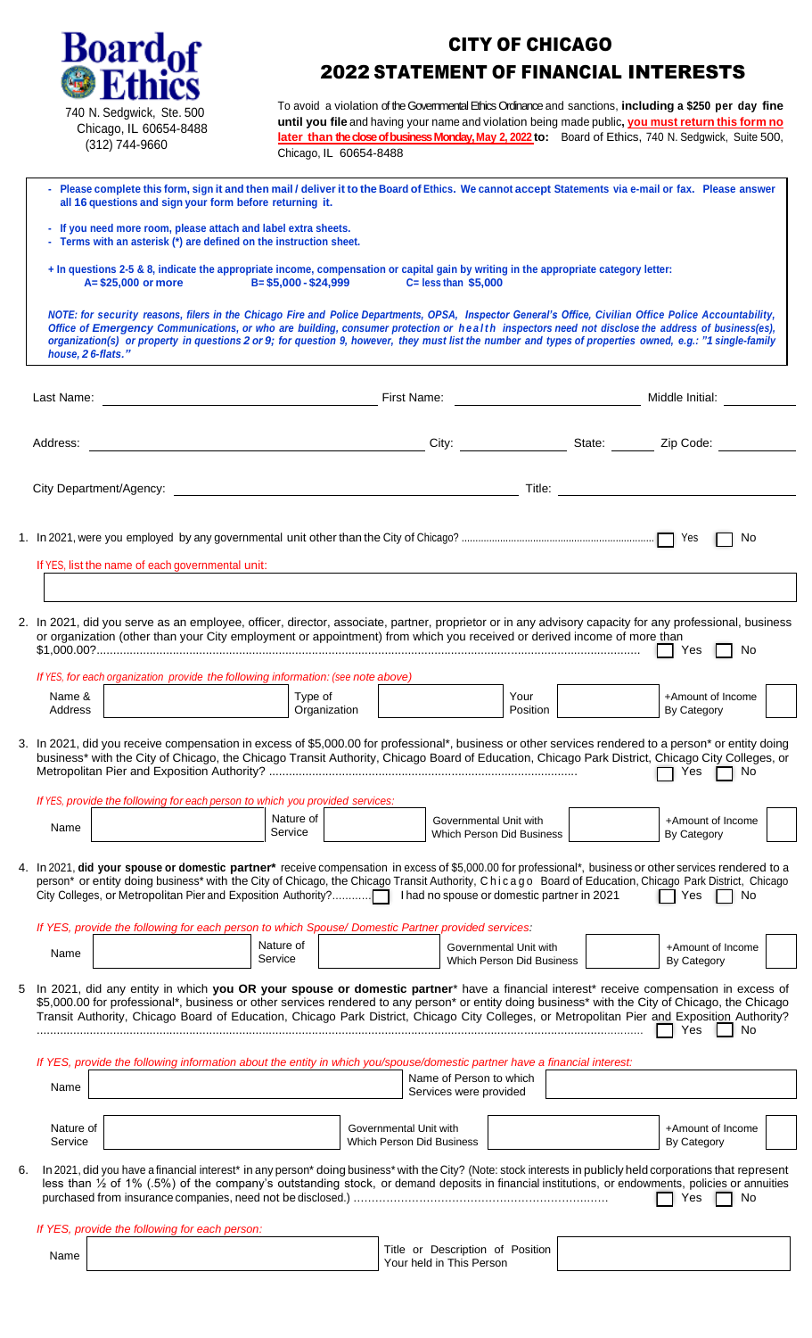**Board of Ethics**

740 N. Sedgwick, Ste. 500
Chicago, IL 60654-8488
(312) 744-9660

# CITY OF CHICAGO
# 2022 STATEMENT OF FINANCIAL INTERESTS

To avoid a violation of the Governmental Ethics Ordinance and sanctions, **including a $250 per day fine until you file** and having your name and violation being made public, **you must return this form no later than the close of business Monday, May 2, 2022 to:** Board of Ethics, 740 N. Sedgwick, Suite 500, Chicago, IL 60654-8488

- **Please complete this form, sign it and then mail / deliver it to the Board of Ethics. We cannot accept Statements via e-mail or fax. Please answer all 16 questions and sign your form before returning it.**
- **If you need more room, please attach and label extra sheets.**
- **Terms with an asterisk (*) are defined on the instruction sheet.**

**+ In questions 2-5 & 8, indicate the appropriate income, compensation or capital gain by writing in the appropriate category letter:**
**A= $25,000 or more B= $5,000 - $24,999 C= less than $5,000**

***NOTE: for security reasons, filers in the Chicago Fire and Police Departments, OPSA, Inspector General's Office, Civilian Office Police Accountability, Office of Emergency Communications, or who are building, consumer protection or health inspectors need not disclose the address of business(es), organization(s) or property in questions 2 or 9; for question 9, however, they must list the number and types of properties owned, e.g.: "1 single-family house, 2 6-flats."***

Last Name: ______________ First Name: ______________ Middle Initial: ______

Address: ______________ City: ______ State: ______ Zip Code: ______

City Department/Agency: ______________ Title: ______________

1. In 2021, were you employed by any governmental unit other than the City of Chicago? ☐ Yes ☐ No

   If YES, list the name of each governmental unit: ______________

2. In 2021, did you serve as an employee, officer, director, associate, partner, proprietor or in any advisory capacity for any professional, business or organization (other than your City employment or appointment) from which you received or derived income of more than $1,000.00? ☐ Yes ☐ No

   *If YES, for each organization provide the following information: (see note above)*

| Name & Address | Type of Organization | Your Position | +Amount of Income By Category |
|---|---|---|---|
| | | | |

3. In 2021, did you receive compensation in excess of $5,000.00 for professional*, business or other services rendered to a person* or entity doing business* with the City of Chicago, the Chicago Transit Authority, Chicago Board of Education, Chicago Park District, Chicago City Colleges, or Metropolitan Pier and Exposition Authority? ☐ Yes ☐ No

   *If YES, provide the following for each person to which you provided services:*

| Name | Nature of Service | Governmental Unit with Which Person Did Business | +Amount of Income By Category |
|---|---|---|---|
| | | | |

4. In 2021, **did your spouse or domestic partner*** receive compensation in excess of $5,000.00 for professional*, business or other services rendered to a person* or entity doing business* with the City of Chicago, the Chicago Transit Authority, Chicago Board of Education, Chicago Park District, Chicago City Colleges, or Metropolitan Pier and Exposition Authority? ☐ I had no spouse or domestic partner in 2021 ☐ Yes ☐ No

   *If YES, provide the following for each person to which Spouse/ Domestic Partner provided services:*

| Name | Nature of Service | Governmental Unit with Which Person Did Business | +Amount of Income By Category |
|---|---|---|---|
| | | | |

5. In 2021, did any entity in which **you OR your spouse or domestic partner*** have a financial interest* receive compensation in excess of $5,000.00 for professional*, business or other services rendered to any person* or entity doing business* with the City of Chicago, the Chicago Transit Authority, Chicago Board of Education, Chicago Park District, Chicago City Colleges, or Metropolitan Pier and Exposition Authority? ☐ Yes ☐ No

   *If YES, provide the following information about the entity in which you/spouse/domestic partner have a financial interest:*

| Name | | Name of Person to which Services were provided | |
|---|---|---|---|
| **Nature of Service** | | **Governmental Unit with Which Person Did Business** | |
| **+Amount of Income By Category** | | | |

6. In 2021, did you have a financial interest* in any person* doing business* with the City? (Note: stock interests in publicly held corporations that represent less than ½ of 1% (.5%) of the company's outstanding stock, or demand deposits in financial institutions, or endowments, policies or annuities purchased from insurance companies, need not be disclosed.) ☐ Yes ☐ No

   *If YES, provide the following for each person:*

| Name | Title or Description of Position Your held in This Person |
|---|---|
| | |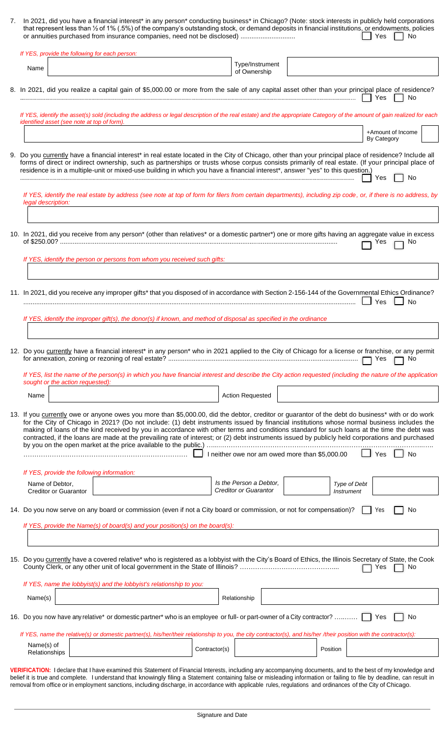7. In 2021, did you have a financial interest* in any person* conducting business* in Chicago? (Note: stock interests in publicly held corporations that represent less than ½ of 1% (.5%) of the company's outstanding stock, or demand deposits in financial institutions, or endowments, policies or annuities purchased from insurance companies, need not be disclosed) .............................. ☐ Yes ☐ No

*If YES, provide the following for each person:*

| Name | | Type/Instrument of Ownership | |
|---|---|---|---|

8. In 2021, did you realize a capital gain of $5,000.00 or more from the sale of any capital asset other than your principal place of residence? ........ ☐ Yes ☐ No

*If YES, identify the asset(s) sold (including the address or legal description of the real estate) and the appropriate Category of the amount of gain realized for each identified asset (see note at top of form).*

| | +Amount of Income By Category | |
|---|---|---|

9. Do you currently have a financial interest* in real estate located in the City of Chicago, other than your principal place of residence? Include all forms of direct or indirect ownership, such as partnerships or trusts whose corpus consists primarily of real estate. (If your principal place of residence is in a multiple-unit or mixed-use building in which you have a financial interest*, answer "yes" to this question.) ........ ☐ Yes ☐ No

*If YES, identify the real estate by address (see note at top of form for filers from certain departments), including zip code, or, if there is no address, by legal description:*

10. In 2021, did you receive from any person* (other than relatives* or a domestic partner*) one or more gifts having an aggregate value in excess of $250.00? ........ ☐ Yes ☐ No

*If YES, identify the person or persons from whom you received such gifts:*

11. In 2021, did you receive any improper gifts* that you disposed of in accordance with Section 2-156-144 of the Governmental Ethics Ordinance? ........ ☐ Yes ☐ No

*If YES, identify the improper gift(s), the donor(s) if known, and method of disposal as specified in the ordinance*

12. Do you currently have a financial interest* in any person* who in 2021 applied to the City of Chicago for a license or franchise, or any permit for annexation, zoning or rezoning of real estate? ........ ☐ Yes ☐ No

*If YES, list the name of the person(s) in which you have financial interest and describe the City action requested (including the nature of the application sought or the action requested):*

| Name | | Action Requested | |
|---|---|---|---|

13. If you currently owe or anyone owes you more than $5,000.00, did the debtor, creditor or guarantor of the debt do business* with or do work for the City of Chicago in 2021? (Do not include: (1) debt instruments issued by financial institutions whose normal business includes the making of loans of the kind received by you in accordance with other terms and conditions standard for such loans at the time the debt was contracted, if the loans are made at the prevailing rate of interest; or (2) debt instruments issued by publicly held corporations and purchased by you on the open market at the price available to the public.) ........ ☐ I neither owe nor am owed more than $5,000.00 ☐ Yes ☐ No

*If YES, provide the following information:*

| Name of Debtor, Creditor or Guarantor | | *Is the Person a Debtor, Creditor or Guarantor* | | *Type of Debt Instrument* | |
|---|---|---|---|---|---|

14. Do you now serve on any board or commission (even if not a City board or commission, or not for compensation)? ☐ Yes ☐ No

*If YES, provide the Name(s) of board(s) and your position(s) on the board(s):*

15. Do you currently have a covered relative* who is registered as a lobbyist with the City's Board of Ethics, the Illinois Secretary of State, the Cook County Clerk, or any other unit of local government in the State of Illinois? ........ ☐ Yes ☐ No

*If YES, name the lobbyist(s) and the lobbyist's relationship to you:*

| Name(s) | | Relationship | |
|---|---|---|---|

16. Do you now have any relative* or domestic partner* who is an employee or full- or part-owner of a City contractor? ........ ☐ Yes ☐ No

*If YES, name the relative(s) or domestic partner(s), his/her/their relationship to you, the city contractor(s), and his/her /their position with the contractor(s):*

| Name(s) of Relationships | | Contractor(s) | | Position | |
|---|---|---|---|---|---|

**VERIFICATION:** I declare that I have examined this Statement of Financial Interests, including any accompanying documents, and to the best of my knowledge and belief it is true and complete. I understand that knowingly filing a Statement containing false or misleading information or failing to file by deadline, can result in removal from office or in employment sanctions, including discharge, in accordance with applicable rules, regulations and ordinances of the City of Chicago.

Signature and Date